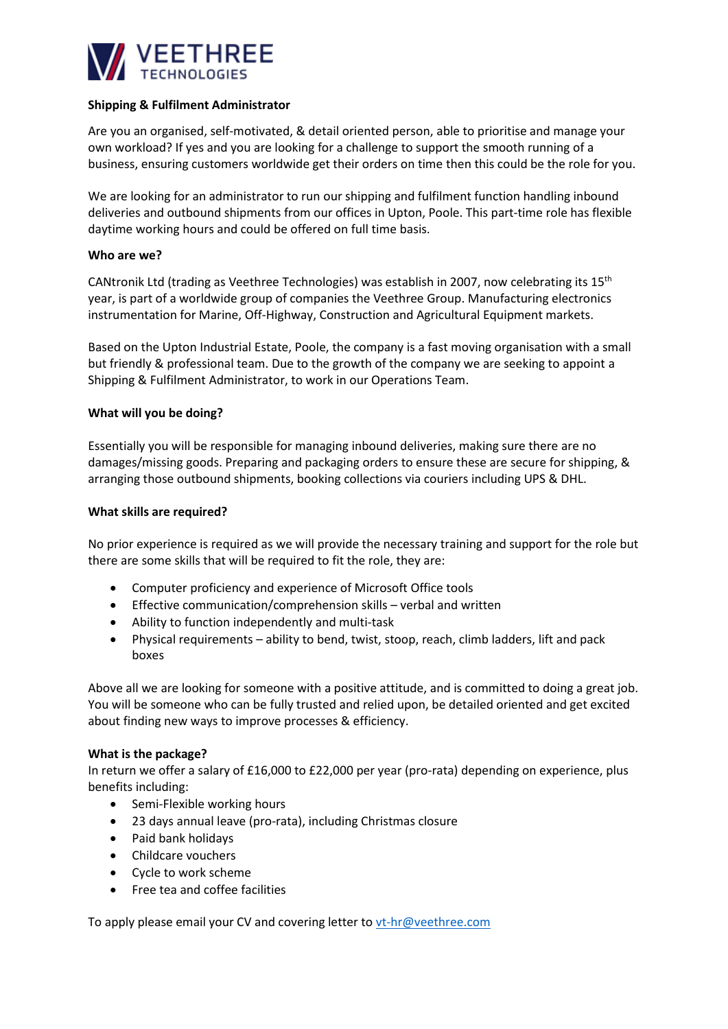VEETHREE
TECHNOLOGIES

**Shipping & Fulfilment Administrator**

Are you an organised, self-motivated, & detail oriented person, able to prioritise and manage your own workload? If yes and you are looking for a challenge to support the smooth running of a business, ensuring customers worldwide get their orders on time then this could be the role for you.

We are looking for an administrator to run our shipping and fulfilment function handling inbound deliveries and outbound shipments from our offices in Upton, Poole. This part-time role has flexible daytime working hours and could be offered on full time basis.

**Who are we?**

CANtronik Ltd (trading as Veethree Technologies) was establish in 2007, now celebrating its 15th year, is part of a worldwide group of companies the Veethree Group. Manufacturing electronics instrumentation for Marine, Off-Highway, Construction and Agricultural Equipment markets.

Based on the Upton Industrial Estate, Poole, the company is a fast moving organisation with a small but friendly & professional team. Due to the growth of the company we are seeking to appoint a Shipping & Fulfilment Administrator, to work in our Operations Team.

**What will you be doing?**

Essentially you will be responsible for managing inbound deliveries, making sure there are no damages/missing goods. Preparing and packaging orders to ensure these are secure for shipping, & arranging those outbound shipments, booking collections via couriers including UPS & DHL.

**What skills are required?**

No prior experience is required as we will provide the necessary training and support for the role but there are some skills that will be required to fit the role, they are:

- Computer proficiency and experience of Microsoft Office tools
- Effective communication/comprehension skills – verbal and written
- Ability to function independently and multi-task
- Physical requirements – ability to bend, twist, stoop, reach, climb ladders, lift and pack boxes

Above all we are looking for someone with a positive attitude, and is committed to doing a great job. You will be someone who can be fully trusted and relied upon, be detailed oriented and get excited about finding new ways to improve processes & efficiency.

**What is the package?**

In return we offer a salary of £16,000 to £22,000 per year (pro-rata) depending on experience, plus benefits including:

- Semi-Flexible working hours
- 23 days annual leave (pro-rata), including Christmas closure
- Paid bank holidays
- Childcare vouchers
- Cycle to work scheme
- Free tea and coffee facilities

To apply please email your CV and covering letter to vt-hr@veethree.com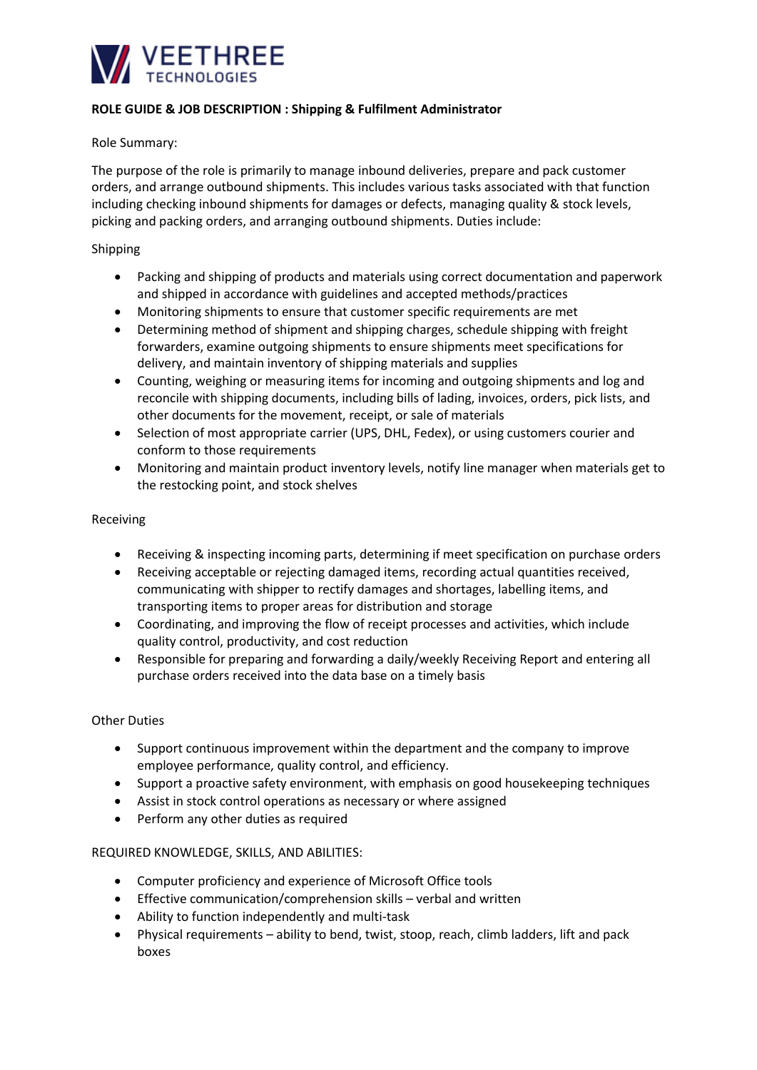VEETHREE TECHNOLOGIES

**ROLE GUIDE & JOB DESCRIPTION : Shipping & Fulfilment Administrator**

Role Summary:

The purpose of the role is primarily to manage inbound deliveries, prepare and pack customer orders, and arrange outbound shipments. This includes various tasks associated with that function including checking inbound shipments for damages or defects, managing quality & stock levels, picking and packing orders, and arranging outbound shipments. Duties include:

Shipping

- Packing and shipping of products and materials using correct documentation and paperwork and shipped in accordance with guidelines and accepted methods/practices
- Monitoring shipments to ensure that customer specific requirements are met
- Determining method of shipment and shipping charges, schedule shipping with freight forwarders, examine outgoing shipments to ensure shipments meet specifications for delivery, and maintain inventory of shipping materials and supplies
- Counting, weighing or measuring items for incoming and outgoing shipments and log and reconcile with shipping documents, including bills of lading, invoices, orders, pick lists, and other documents for the movement, receipt, or sale of materials
- Selection of most appropriate carrier (UPS, DHL, Fedex), or using customers courier and conform to those requirements
- Monitoring and maintain product inventory levels, notify line manager when materials get to the restocking point, and stock shelves

Receiving

- Receiving & inspecting incoming parts, determining if meet specification on purchase orders
- Receiving acceptable or rejecting damaged items, recording actual quantities received, communicating with shipper to rectify damages and shortages, labelling items, and transporting items to proper areas for distribution and storage
- Coordinating, and improving the flow of receipt processes and activities, which include quality control, productivity, and cost reduction
- Responsible for preparing and forwarding a daily/weekly Receiving Report and entering all purchase orders received into the data base on a timely basis

Other Duties

- Support continuous improvement within the department and the company to improve employee performance, quality control, and efficiency.
- Support a proactive safety environment, with emphasis on good housekeeping techniques
- Assist in stock control operations as necessary or where assigned
- Perform any other duties as required

REQUIRED KNOWLEDGE, SKILLS, AND ABILITIES:

- Computer proficiency and experience of Microsoft Office tools
- Effective communication/comprehension skills – verbal and written
- Ability to function independently and multi-task
- Physical requirements – ability to bend, twist, stoop, reach, climb ladders, lift and pack boxes